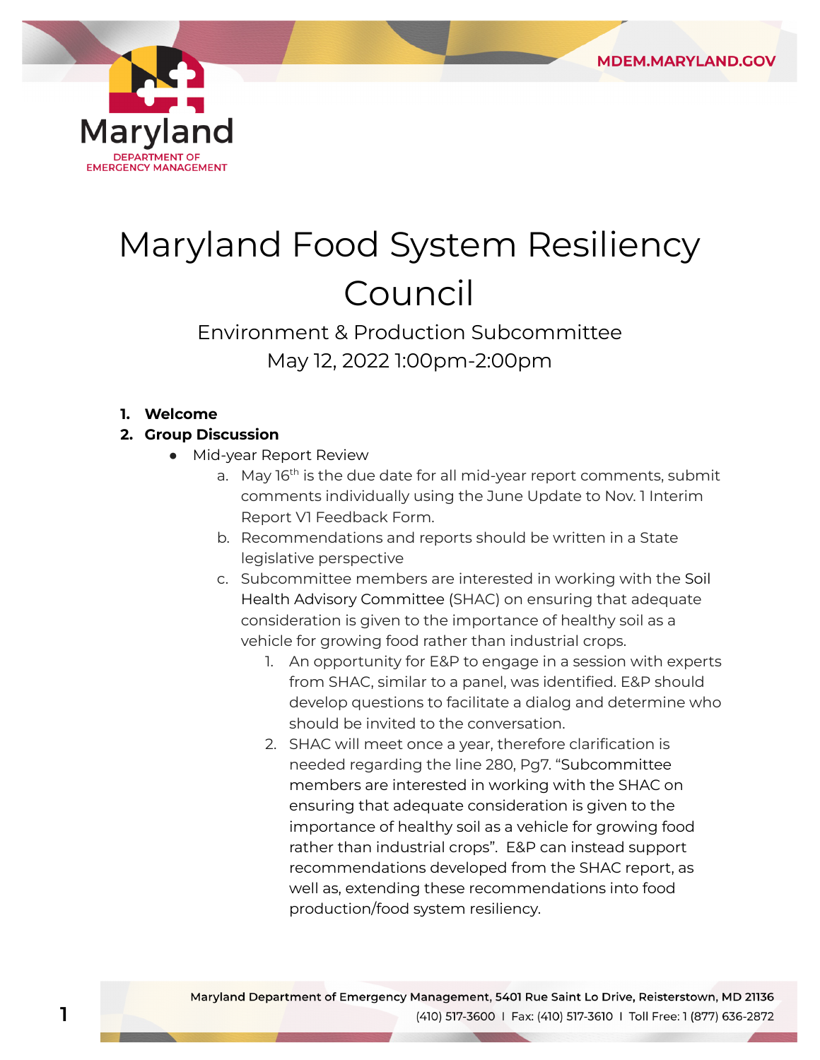# Maryland Food System Resiliency Council

## Environment & Production Subcommittee

May 12, 2022 1:00pm-2:00pm

1. **Welcome**
2. **Group Discussion**
   - Mid-year Report Review
     a. May 16th is the due date for all mid-year report comments, submit comments individually using the June Update to Nov. 1 Interim Report V1 Feedback Form.
     b. Recommendations and reports should be written in a State legislative perspective
     c. Subcommittee members are interested in working with the Soil Health Advisory Committee (SHAC) on ensuring that adequate consideration is given to the importance of healthy soil as a vehicle for growing food rather than industrial crops.
        1. An opportunity for E&P to engage in a session with experts from SHAC, similar to a panel, was identified. E&P should develop questions to facilitate a dialog and determine who should be invited to the conversation.
        2. SHAC will meet once a year, therefore clarification is needed regarding the line 280, Pg7. "Subcommittee members are interested in working with the SHAC on ensuring that adequate consideration is given to the importance of healthy soil as a vehicle for growing food rather than industrial crops". E&P can instead support recommendations developed from the SHAC report, as well as, extending these recommendations into food production/food system resiliency.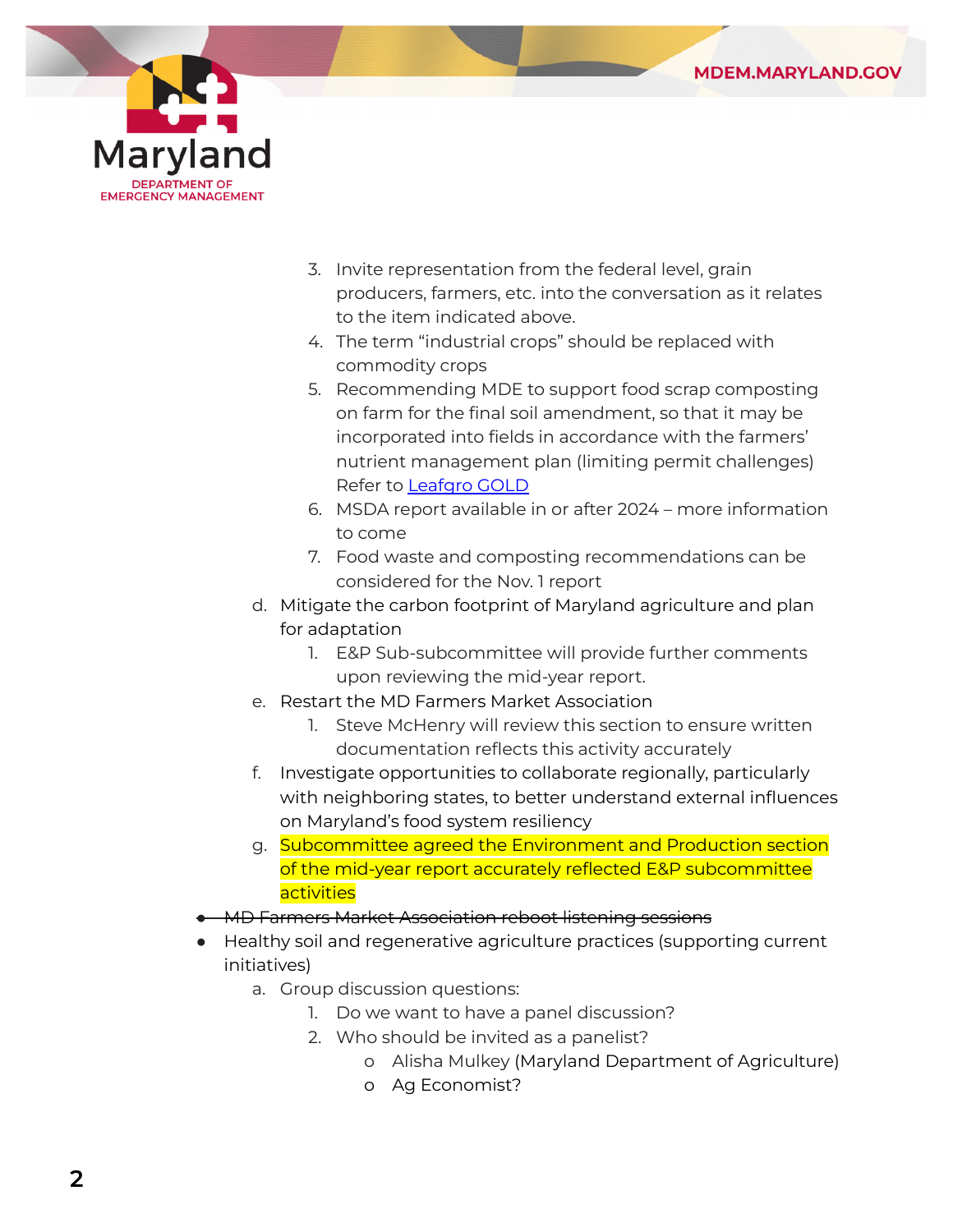3. Invite representation from the federal level, grain producers, farmers, etc. into the conversation as it relates to the item indicated above.
   4. The term "industrial crops" should be replaced with commodity crops
   5. Recommending MDE to support food scrap composting on farm for the final soil amendment, so that it may be incorporated into fields in accordance with the farmers' nutrient management plan (limiting permit challenges) Refer to [Leafgro GOLD]
   6. MSDA report available in or after 2024 – more information to come
   7. Food waste and composting recommendations can be considered for the Nov. 1 report

d. Mitigate the carbon footprint of Maryland agriculture and plan for adaptation
   1. E&P Sub-subcommittee will provide further comments upon reviewing the mid-year report.

e. Restart the MD Farmers Market Association
   1. Steve McHenry will review this section to ensure written documentation reflects this activity accurately

f. Investigate opportunities to collaborate regionally, particularly with neighboring states, to better understand external influences on Maryland's food system resiliency

g. Subcommittee agreed the Environment and Production section of the mid-year report accurately reflected E&P subcommittee activities

- ~~MD Farmers Market Association reboot listening sessions~~
- Healthy soil and regenerative agriculture practices (supporting current initiatives)
  a. Group discussion questions:
     1. Do we want to have a panel discussion?
     2. Who should be invited as a panelist?
        - Alisha Mulkey (Maryland Department of Agriculture)
        - Ag Economist?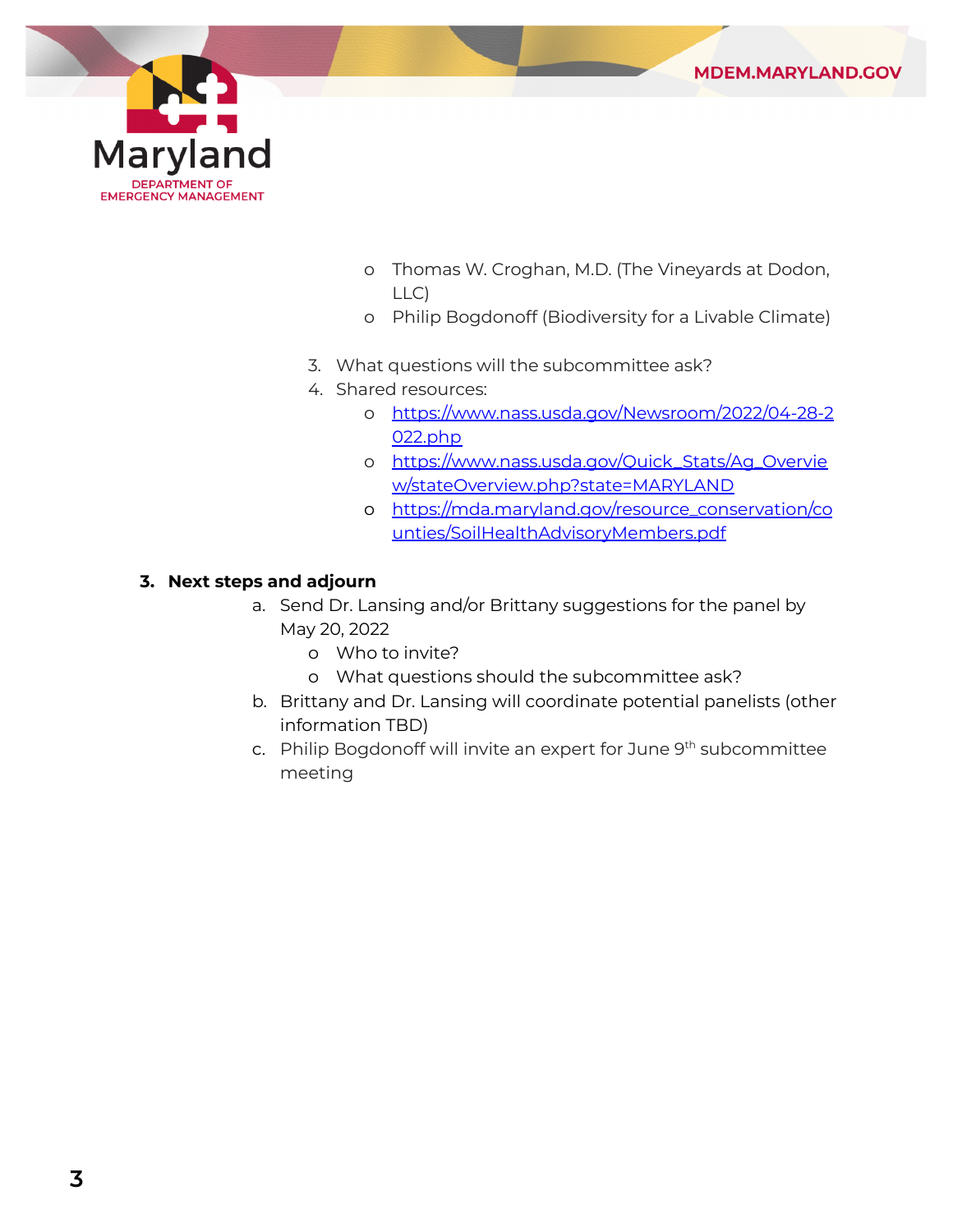- Thomas W. Croghan, M.D. (The Vineyards at Dodon, LLC)
- Philip Bogdonoff (Biodiversity for a Livable Climate)

3. What questions will the subcommittee ask?
4. Shared resources:
   - https://www.nass.usda.gov/Newsroom/2022/04-28-2022.php
   - https://www.nass.usda.gov/Quick_Stats/Ag_Overview/stateOverview.php?state=MARYLAND
   - https://mda.maryland.gov/resource_conservation/counties/SoilHealthAdvisoryMembers.pdf

**3. Next steps and adjourn**

a. Send Dr. Lansing and/or Brittany suggestions for the panel by May 20, 2022
   - Who to invite?
   - What questions should the subcommittee ask?

b. Brittany and Dr. Lansing will coordinate potential panelists (other information TBD)

c. Philip Bogdonoff will invite an expert for June 9th subcommittee meeting